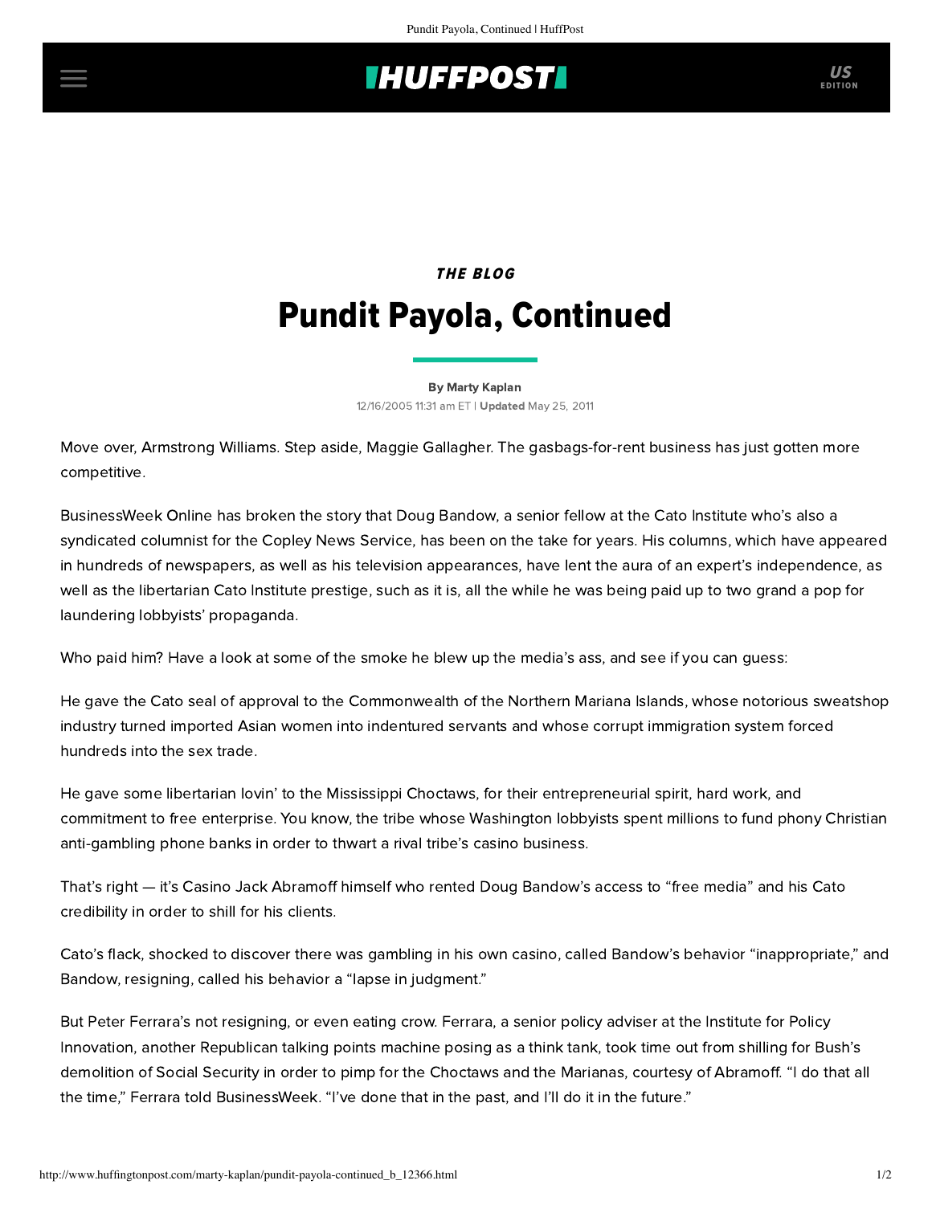THE BLOG

# Pundit Payola, Continued

By Marty Kaplan

12/16/2005 11:31 am ET | **Updated** May 25, 2011

Move over, Armstrong Williams. Step aside, Maggie Gallagher. The gasbags-for-rent business has just gotten more competitive.

BusinessWeek Online has broken the story that Doug Bandow, a senior fellow at the Cato Institute who's also a syndicated columnist for the Copley News Service, has been on the take for years. His columns, which have appeared in hundreds of newspapers, as well as his television appearances, have lent the aura of an expert's independence, as well as the libertarian Cato Institute prestige, such as it is, all the while he was being paid up to two grand a pop for laundering lobbyists' propaganda.

Who paid him? Have a look at some of the smoke he blew up the media's ass, and see if you can guess:

He gave the Cato seal of approval to the Commonwealth of the Northern Mariana Islands, whose notorious sweatshop industry turned imported Asian women into indentured servants and whose corrupt immigration system forced hundreds into the sex trade.

He gave some libertarian lovin' to the Mississippi Choctaws, for their entrepreneurial spirit, hard work, and commitment to free enterprise. You know, the tribe whose Washington lobbyists spent millions to fund phony Christian anti-gambling phone banks in order to thwart a rival tribe's casino business.

That's right — it's Casino Jack Abramoff himself who rented Doug Bandow's access to "free media" and his Cato credibility in order to shill for his clients.

Cato's flack, shocked to discover there was gambling in his own casino, called Bandow's behavior "inappropriate," and Bandow, resigning, called his behavior a "lapse in judgment."

But Peter Ferrara's not resigning, or even eating crow. Ferrara, a senior policy adviser at the Institute for Policy Innovation, another Republican talking points machine posing as a think tank, took time out from shilling for Bush's demolition of Social Security in order to pimp for the Choctaws and the Marianas, courtesy of Abramoff. "I do that all the time," Ferrara told BusinessWeek. "I've done that in the past, and I'll do it in the future."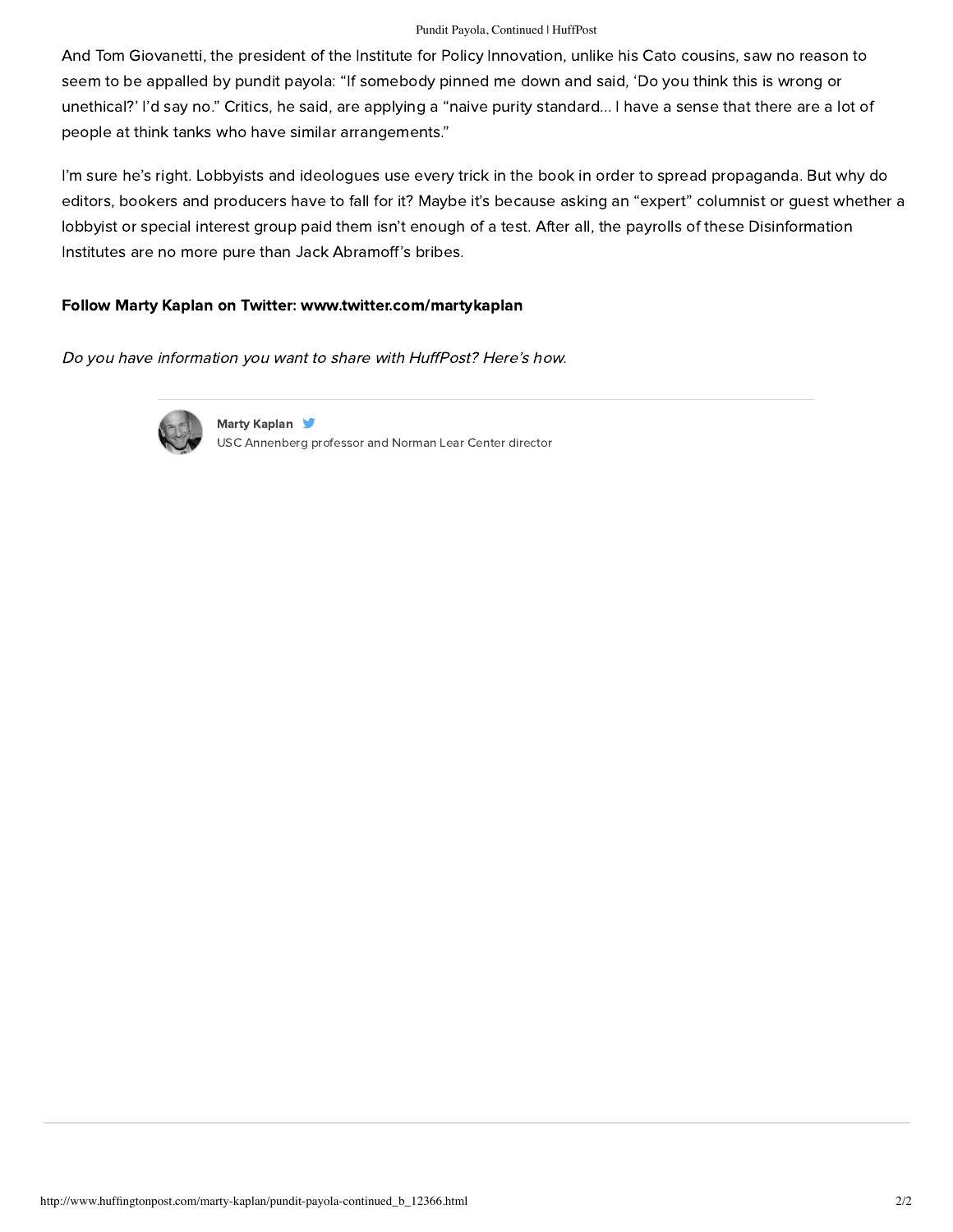And Tom Giovanetti, the president of the Institute for Policy Innovation, unlike his Cato cousins, saw no reason to seem to be appalled by pundit payola: “If somebody pinned me down and said, ‘Do you think this is wrong or unethical?’ I’d say no.” Critics, he said, are applying a “naive purity standard... I have a sense that there are a lot of people at think tanks who have similar arrangements.”

I’m sure he’s right. Lobbyists and ideologues use every trick in the book in order to spread propaganda. But why do editors, bookers and producers have to fall for it? Maybe it’s because asking an “expert” columnist or guest whether a lobbyist or special interest group paid them isn’t enough of a test. After all, the payrolls of these Disinformation Institutes are no more pure than Jack Abramoff’s bribes.

**Follow Marty Kaplan on Twitter: www.twitter.com/martykaplan**

*Do you have information you want to share with HuffPost? Here’s how.*

**Marty Kaplan**
USC Annenberg professor and Norman Lear Center director